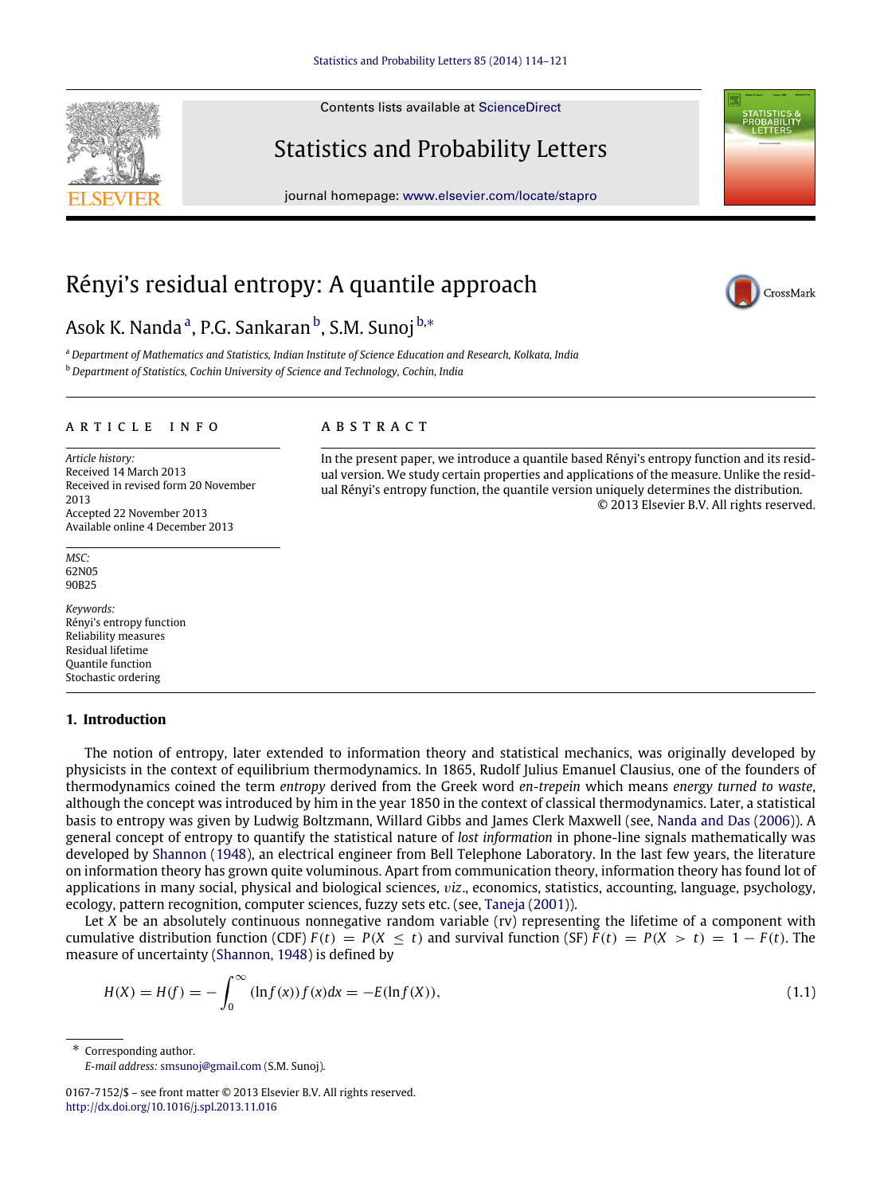# Rényi's residual entropy: A quantile approach

Asok K. Nanda [a], P.G. Sankaran [b], S.M. Sunoj [b,*]

[a] *Department of Mathematics and Statistics, Indian Institute of Science Education and Research, Kolkata, India*
[b] *Department of Statistics, Cochin University of Science and Technology, Cochin, India*

## ARTICLE INFO

*Article history:*
Received 14 March 2013
Received in revised form 20 November 2013
Accepted 22 November 2013
Available online 4 December 2013

*MSC:*
62N05
90B25

*Keywords:*
Rényi's entropy function
Reliability measures
Residual lifetime
Quantile function
Stochastic ordering

## ABSTRACT

In the present paper, we introduce a quantile based Rényi's entropy function and its residual version. We study certain properties and applications of the measure. Unlike the residual Rényi's entropy function, the quantile version uniquely determines the distribution.

© 2013 Elsevier B.V. All rights reserved.

## 1. Introduction

The notion of entropy, later extended to information theory and statistical mechanics, was originally developed by physicists in the context of equilibrium thermodynamics. In 1865, Rudolf Julius Emanuel Clausius, one of the founders of thermodynamics coined the term *entropy* derived from the Greek word *en-trepein* which means *energy turned to waste*, although the concept was introduced by him in the year 1850 in the context of classical thermodynamics. Later, a statistical basis to entropy was given by Ludwig Boltzmann, Willard Gibbs and James Clerk Maxwell (see, Nanda and Das (2006)). A general concept of entropy to quantify the statistical nature of *lost information* in phone-line signals mathematically was developed by Shannon (1948), an electrical engineer from Bell Telephone Laboratory. In the last few years, the literature on information theory has grown quite voluminous. Apart from communication theory, information theory has found lot of applications in many social, physical and biological sciences, *viz*., economics, statistics, accounting, language, psychology, ecology, pattern recognition, computer sciences, fuzzy sets etc. (see, Taneja (2001)).

Let $X$ be an absolutely continuous nonnegative random variable (rv) representing the lifetime of a component with cumulative distribution function (CDF) $F(t) = P(X \leq t)$ and survival function (SF) $\bar{F}(t) = P(X > t) = 1 - F(t)$. The measure of uncertainty (Shannon, 1948) is defined by

$$H(X) = H(f) = -\int_0^\infty (\ln f(x)) f(x) dx = -E(\ln f(X)), \tag{1.1}$$

\* Corresponding author.
*E-mail address:* smsunoj@gmail.com (S.M. Sunoj).

0167-7152/$ – see front matter © 2013 Elsevier B.V. All rights reserved.
http://dx.doi.org/10.1016/j.spl.2013.11.016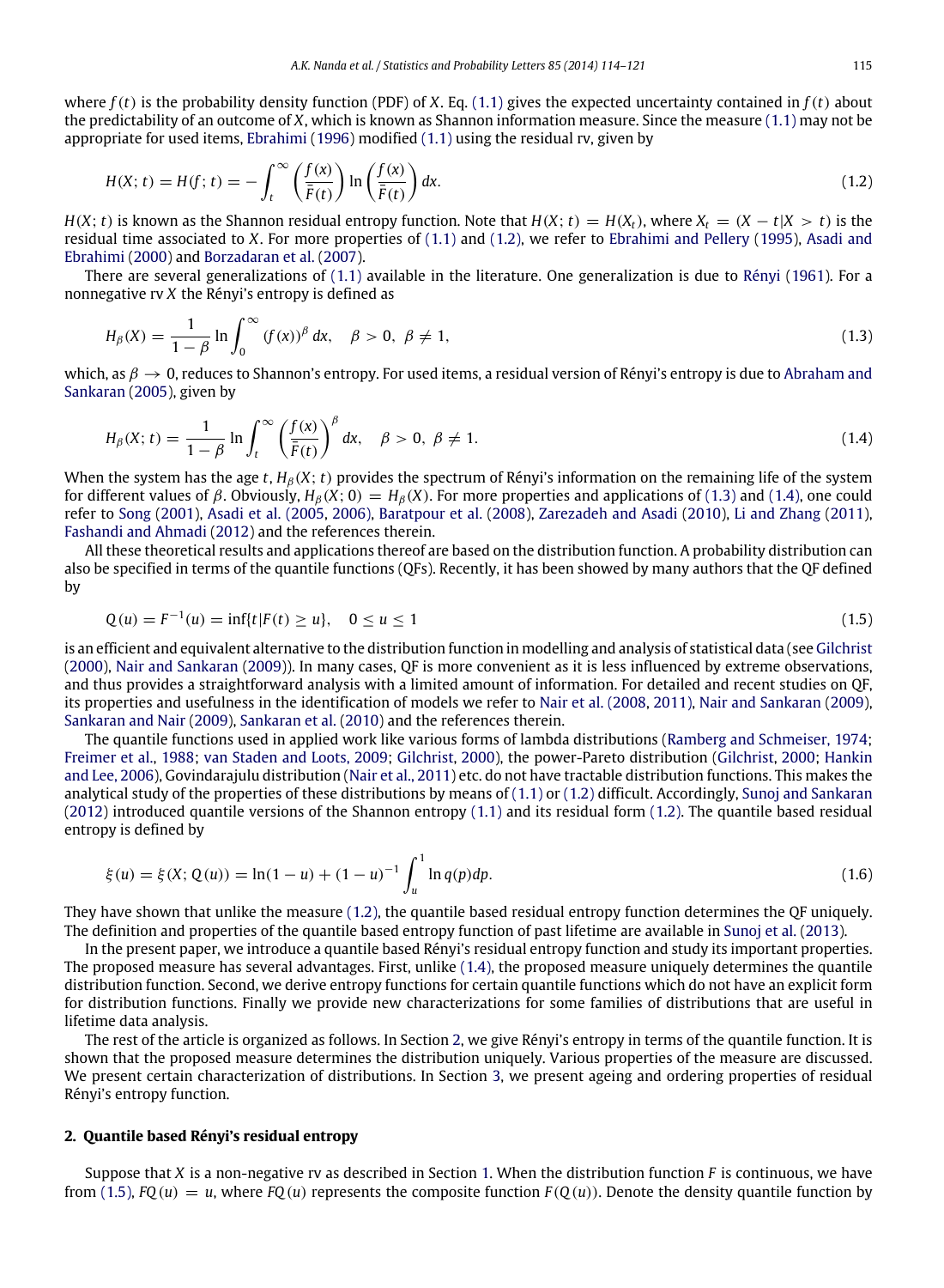where $f(t)$ is the probability density function (PDF) of $X$. Eq. (1.1) gives the expected uncertainty contained in $f(t)$ about the predictability of an outcome of $X$, which is known as Shannon information measure. Since the measure (1.1) may not be appropriate for used items, Ebrahimi (1996) modified (1.1) using the residual rv, given by

$$H(X;t) = H(f;t) = -\int_t^\infty \left(\frac{f(x)}{\bar{F}(t)}\right) \ln\left(\frac{f(x)}{\bar{F}(t)}\right) dx. \tag{1.2}$$

$H(X;t)$ is known as the Shannon residual entropy function. Note that $H(X;t) = H(X_t)$, where $X_t = (X - t|X > t)$ is the residual time associated to $X$. For more properties of (1.1) and (1.2), we refer to Ebrahimi and Pellery (1995), Asadi and Ebrahimi (2000) and Borzadaran et al. (2007).

There are several generalizations of (1.1) available in the literature. One generalization is due to Rényi (1961). For a nonnegative rv $X$ the Rényi's entropy is defined as

$$H_\beta(X) = \frac{1}{1-\beta} \ln \int_0^\infty (f(x))^\beta \, dx, \quad \beta > 0, \ \beta \neq 1, \tag{1.3}$$

which, as $\beta \to 0$, reduces to Shannon's entropy. For used items, a residual version of Rényi's entropy is due to Abraham and Sankaran (2005), given by

$$H_\beta(X;t) = \frac{1}{1-\beta} \ln \int_t^\infty \left(\frac{f(x)}{\bar{F}(t)}\right)^\beta dx, \quad \beta > 0, \ \beta \neq 1. \tag{1.4}$$

When the system has the age $t$, $H_\beta(X;t)$ provides the spectrum of Rényi's information on the remaining life of the system for different values of $\beta$. Obviously, $H_\beta(X;0) = H_\beta(X)$. For more properties and applications of (1.3) and (1.4), one could refer to Song (2001), Asadi et al. (2005, 2006), Baratpour et al. (2008), Zarezadeh and Asadi (2010), Li and Zhang (2011), Fashandi and Ahmadi (2012) and the references therein.

All these theoretical results and applications thereof are based on the distribution function. A probability distribution can also be specified in terms of the quantile functions (QFs). Recently, it has been showed by many authors that the QF defined by

$$Q(u) = F^{-1}(u) = \inf\{t | F(t) \geq u\}, \quad 0 \leq u \leq 1 \tag{1.5}$$

is an efficient and equivalent alternative to the distribution function in modelling and analysis of statistical data (see Gilchrist (2000), Nair and Sankaran (2009)). In many cases, QF is more convenient as it is less influenced by extreme observations, and thus provides a straightforward analysis with a limited amount of information. For detailed and recent studies on QF, its properties and usefulness in the identification of models we refer to Nair et al. (2008, 2011), Nair and Sankaran (2009), Sankaran and Nair (2009), Sankaran et al. (2010) and the references therein.

The quantile functions used in applied work like various forms of lambda distributions (Ramberg and Schmeiser, 1974; Freimer et al., 1988; van Staden and Loots, 2009; Gilchrist, 2000), the power-Pareto distribution (Gilchrist, 2000; Hankin and Lee, 2006), Govindarajulu distribution (Nair et al., 2011) etc. do not have tractable distribution functions. This makes the analytical study of the properties of these distributions by means of (1.1) or (1.2) difficult. Accordingly, Sunoj and Sankaran (2012) introduced quantile versions of the Shannon entropy (1.1) and its residual form (1.2). The quantile based residual entropy is defined by

$$\xi(u) = \xi(X; Q(u)) = \ln(1-u) + (1-u)^{-1} \int_u^1 \ln q(p) dp. \tag{1.6}$$

They have shown that unlike the measure (1.2), the quantile based residual entropy function determines the QF uniquely. The definition and properties of the quantile based entropy function of past lifetime are available in Sunoj et al. (2013).

In the present paper, we introduce a quantile based Rényi's residual entropy function and study its important properties. The proposed measure has several advantages. First, unlike (1.4), the proposed measure uniquely determines the quantile distribution function. Second, we derive entropy functions for certain quantile functions which do not have an explicit form for distribution functions. Finally we provide new characterizations for some families of distributions that are useful in lifetime data analysis.

The rest of the article is organized as follows. In Section 2, we give Rényi's entropy in terms of the quantile function. It is shown that the proposed measure determines the distribution uniquely. Various properties of the measure are discussed. We present certain characterization of distributions. In Section 3, we present ageing and ordering properties of residual Rényi's entropy function.

## 2. Quantile based Rényi's residual entropy

Suppose that $X$ is a non-negative rv as described in Section 1. When the distribution function $F$ is continuous, we have from (1.5), $FQ(u) = u$, where $FQ(u)$ represents the composite function $F(Q(u))$. Denote the density quantile function by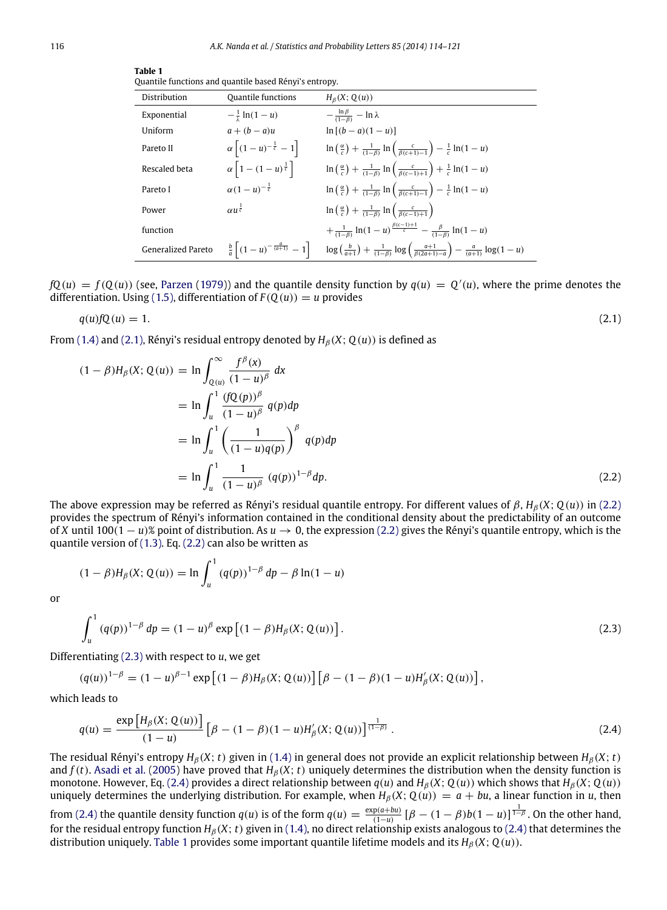**Table 1**
Quantile functions and quantile based Rényi's entropy.

| Distribution | Quantile functions | $H_\beta(X; Q(u))$ |
|---|---|---|
| Exponential | $-\frac{1}{\lambda}\ln(1-u)$ | $-\frac{\ln\beta}{(1-\beta)} - \ln\lambda$ |
| Uniform | $a + (b-a)u$ | $\ln[(b-a)(1-u)]$ |
| Pareto II | $\alpha\left[(1-u)^{-\frac{1}{c}} - 1\right]$ | $\ln\left(\frac{\alpha}{c}\right) + \frac{1}{(1-\beta)}\ln\left(\frac{c}{\beta(c+1)-1}\right) - \frac{1}{c}\ln(1-u)$ |
| Rescaled beta | $\alpha\left[1-(1-u)^{\frac{1}{c}}\right]$ | $\ln\left(\frac{\alpha}{c}\right) + \frac{1}{(1-\beta)}\ln\left(\frac{c}{\beta(c-1)+1}\right) + \frac{1}{c}\ln(1-u)$ |
| Pareto I | $\alpha(1-u)^{-\frac{1}{c}}$ | $\ln\left(\frac{\alpha}{c}\right) + \frac{1}{(1-\beta)}\ln\left(\frac{c}{\beta(c+1)-1}\right) - \frac{1}{c}\ln(1-u)$ |
| Power function | $\alpha u^{\frac{1}{c}}$ | $\ln\left(\frac{\alpha}{c}\right) + \frac{1}{(1-\beta)}\ln\left(\frac{c}{\beta(c-1)+1}\right) + \frac{1}{(1-\beta)}\ln(1-u)^{\frac{\beta(c-1)+1}{c}} - \frac{\beta}{(1-\beta)}\ln(1-u)$ |
| Generalized Pareto | $\frac{b}{a}\left[(1-u)^{-\frac{a}{(a+1)}} - 1\right]$ | $\log\left(\frac{b}{a+1}\right) + \frac{1}{(1-\beta)}\log\left(\frac{a+1}{\beta(2a+1)-a}\right) - \frac{a}{(a+1)}\log(1-u)$ |

$fQ(u) = f(Q(u))$ (see, Parzen (1979)) and the quantile density function by $q(u) = Q'(u)$, where the prime denotes the differentiation. Using (1.5), differentiation of $F(Q(u)) = u$ provides

$$q(u)fQ(u) = 1. \tag{2.1}$$

From (1.4) and (2.1), Rényi's residual entropy denoted by $H_\beta(X; Q(u))$ is defined as

$$\begin{aligned}
(1-\beta)H_\beta(X; Q(u)) &= \ln\int_{Q(u)}^{\infty}\frac{f^\beta(x)}{(1-u)^\beta}\,dx \\
&= \ln\int_u^1 \frac{(fQ(p))^\beta}{(1-u)^\beta}\,q(p)dp \\
&= \ln\int_u^1 \left(\frac{1}{(1-u)q(p)}\right)^\beta q(p)dp \\
&= \ln\int_u^1 \frac{1}{(1-u)^\beta}\,(q(p))^{1-\beta}dp.
\end{aligned} \tag{2.2}$$

The above expression may be referred as Rényi's residual quantile entropy. For different values of $\beta$, $H_\beta(X; Q(u))$ in (2.2) provides the spectrum of Rényi's information contained in the conditional density about the predictability of an outcome of $X$ until $100(1-u)\%$ point of distribution. As $u \to 0$, the expression (2.2) gives the Rényi's quantile entropy, which is the quantile version of (1.3). Eq. (2.2) can also be written as

$$(1-\beta)H_\beta(X; Q(u)) = \ln\int_u^1 (q(p))^{1-\beta}\,dp - \beta\ln(1-u)$$

or

$$\int_u^1 (q(p))^{1-\beta}\,dp = (1-u)^\beta \exp\left[(1-\beta)H_\beta(X; Q(u))\right]. \tag{2.3}$$

Differentiating (2.3) with respect to $u$, we get

$$(q(u))^{1-\beta} = (1-u)^{\beta-1}\exp\left[(1-\beta)H_\beta(X; Q(u))\right]\left[\beta - (1-\beta)(1-u)H'_\beta(X; Q(u))\right],$$

which leads to

$$q(u) = \frac{\exp\left[H_\beta(X; Q(u))\right]}{(1-u)}\left[\beta - (1-\beta)(1-u)H'_\beta(X; Q(u))\right]^{\frac{1}{(1-\beta)}}. \tag{2.4}$$

The residual Rényi's entropy $H_\beta(X; t)$ given in (1.4) in general does not provide an explicit relationship between $H_\beta(X; t)$ and $f(t)$. Asadi et al. (2005) have proved that $H_\beta(X; t)$ uniquely determines the distribution when the density function is monotone. However, Eq. (2.4) provides a direct relationship between $q(u)$ and $H_\beta(X; Q(u))$ which shows that $H_\beta(X; Q(u))$ uniquely determines the underlying distribution. For example, when $H_\beta(X; Q(u)) = a + bu$, a linear function in $u$, then from (2.4) the quantile density function $q(u)$ is of the form $q(u) = \frac{\exp(a+bu)}{(1-u)}\left[\beta - (1-\beta)b(1-u)\right]^{\frac{1}{1-\beta}}$. On the other hand, for the residual entropy function $H_\beta(X; t)$ given in (1.4), no direct relationship exists analogous to (2.4) that determines the distribution uniquely. Table 1 provides some important quantile lifetime models and its $H_\beta(X; Q(u))$.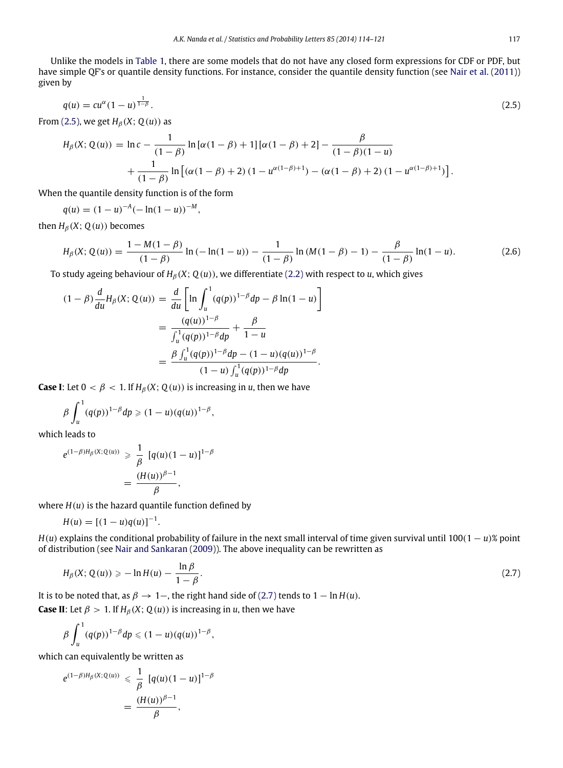Unlike the models in Table 1, there are some models that do not have any closed form expressions for CDF or PDF, but have simple QF's or quantile density functions. For instance, consider the quantile density function (see Nair et al. (2011)) given by

$$q(u) = cu^{\alpha}(1-u)^{\frac{1}{1-\beta}}. \tag{2.5}$$

From (2.5), we get $H_\beta(X; Q(u))$ as

$$H_\beta(X; Q(u)) = \ln c - \frac{1}{(1-\beta)} \ln [\alpha(1-\beta)+1][\alpha(1-\beta)+2] - \frac{\beta}{(1-\beta)(1-u)} + \frac{1}{(1-\beta)} \ln \left[(\alpha(1-\beta)+2)\left(1-u^{\alpha(1-\beta)+1}\right) - (\alpha(1-\beta)+2)\left(1-u^{\alpha(1-\beta)+1}\right)\right].$$

When the quantile density function is of the form

$$q(u) = (1-u)^{-A}(-\ln(1-u))^{-M},$$

then $H_\beta(X; Q(u))$ becomes

$$H_\beta(X; Q(u)) = \frac{1 - M(1-\beta)}{(1-\beta)} \ln(-\ln(1-u)) - \frac{1}{(1-\beta)} \ln(M(1-\beta)-1) - \frac{\beta}{(1-\beta)} \ln(1-u). \tag{2.6}$$

To study ageing behaviour of $H_\beta(X; Q(u))$, we differentiate (2.2) with respect to $u$, which gives

$$\begin{aligned}
(1-\beta)\frac{d}{du} H_\beta(X; Q(u)) &= \frac{d}{du}\left[\ln \int_u^1 (q(p))^{1-\beta} dp - \beta \ln(1-u)\right] \\
&= \frac{(q(u))^{1-\beta}}{\int_u^1 (q(p))^{1-\beta} dp} + \frac{\beta}{1-u} \\
&= \frac{\beta \int_u^1 (q(p))^{1-\beta} dp - (1-u)(q(u))^{1-\beta}}{(1-u)\int_u^1 (q(p))^{1-\beta} dp}.
\end{aligned}$$

**Case I**: Let $0 < \beta < 1$. If $H_\beta(X; Q(u))$ is increasing in $u$, then we have

$$\beta \int_u^1 (q(p))^{1-\beta} dp \geqslant (1-u)(q(u))^{1-\beta},$$

which leads to

$$\begin{aligned}
e^{(1-\beta)H_\beta(X;Q(u))} &\geqslant \frac{1}{\beta}\,[q(u)(1-u)]^{1-\beta} \\
&= \frac{(H(u))^{\beta-1}}{\beta},
\end{aligned}$$

where $H(u)$ is the hazard quantile function defined by

$$H(u) = [(1-u)q(u)]^{-1}.$$

$H(u)$ explains the conditional probability of failure in the next small interval of time given survival until $100(1-u)\%$ point of distribution (see Nair and Sankaran (2009)). The above inequality can be rewritten as

$$H_\beta(X; Q(u)) \geqslant -\ln H(u) - \frac{\ln \beta}{1-\beta}. \tag{2.7}$$

It is to be noted that, as $\beta \to 1-$, the right hand side of (2.7) tends to $1 - \ln H(u)$.

**Case II**: Let $\beta > 1$. If $H_\beta(X; Q(u))$ is increasing in $u$, then we have

$$\beta \int_u^1 (q(p))^{1-\beta} dp \leqslant (1-u)(q(u))^{1-\beta},$$

which can equivalently be written as

$$\begin{aligned}
e^{(1-\beta)H_\beta(X;Q(u))} &\leqslant \frac{1}{\beta}\,[q(u)(1-u)]^{1-\beta} \\
&= \frac{(H(u))^{\beta-1}}{\beta},
\end{aligned}$$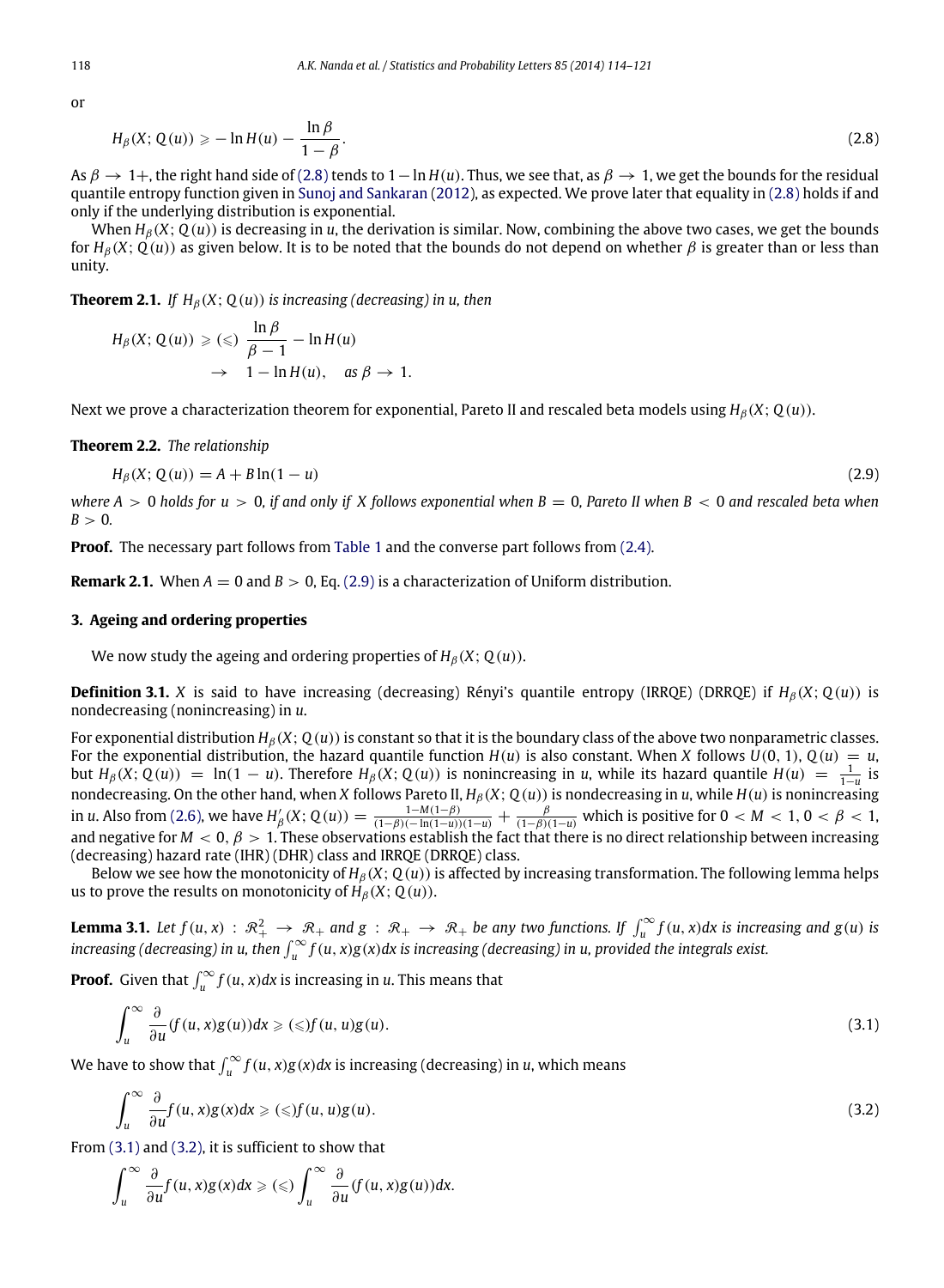or

$$H_\beta(X; Q(u)) \geqslant -\ln H(u) - \frac{\ln \beta}{1-\beta}. \tag{2.8}$$

As $\beta \to 1+$, the right hand side of (2.8) tends to $1 - \ln H(u)$. Thus, we see that, as $\beta \to 1$, we get the bounds for the residual quantile entropy function given in Sunoj and Sankaran (2012), as expected. We prove later that equality in (2.8) holds if and only if the underlying distribution is exponential.

When $H_\beta(X; Q(u))$ is decreasing in $u$, the derivation is similar. Now, combining the above two cases, we get the bounds for $H_\beta(X; Q(u))$ as given below. It is to be noted that the bounds do not depend on whether $\beta$ is greater than or less than unity.

**Theorem 2.1.** *If $H_\beta(X; Q(u))$ is increasing (decreasing) in $u$, then*

$$\begin{aligned} H_\beta(X; Q(u)) &\geqslant (\leqslant) \; \frac{\ln \beta}{\beta - 1} - \ln H(u) \\ &\to \quad 1 - \ln H(u), \quad \text{as } \beta \to 1. \end{aligned}$$

Next we prove a characterization theorem for exponential, Pareto II and rescaled beta models using $H_\beta(X; Q(u))$.

**Theorem 2.2.** *The relationship*

$$H_\beta(X; Q(u)) = A + B \ln(1-u) \tag{2.9}$$

*where $A > 0$ holds for $u > 0$, if and only if $X$ follows exponential when $B = 0$, Pareto II when $B < 0$ and rescaled beta when $B > 0$.*

**Proof.** The necessary part follows from Table 1 and the converse part follows from (2.4).

**Remark 2.1.** When $A = 0$ and $B > 0$, Eq. (2.9) is a characterization of Uniform distribution.

## 3. Ageing and ordering properties

We now study the ageing and ordering properties of $H_\beta(X; Q(u))$.

**Definition 3.1.** *$X$ is said to have increasing (decreasing) Rényi's quantile entropy (IRRQE) (DRRQE) if $H_\beta(X; Q(u))$ is nondecreasing (nonincreasing) in $u$.*

For exponential distribution $H_\beta(X; Q(u))$ is constant so that it is the boundary class of the above two nonparametric classes. For the exponential distribution, the hazard quantile function $H(u)$ is also constant. When $X$ follows $U(0, 1)$, $Q(u) = u$, but $H_\beta(X; Q(u)) = \ln(1-u)$. Therefore $H_\beta(X; Q(u))$ is nonincreasing in $u$, while its hazard quantile $H(u) = \frac{1}{1-u}$ is nondecreasing. On the other hand, when $X$ follows Pareto II, $H_\beta(X; Q(u))$ is nondecreasing in $u$, while $H(u)$ is nonincreasing in $u$. Also from (2.6), we have $H'_\beta(X; Q(u)) = \frac{1-M(1-\beta)}{(1-\beta)(-\ln(1-u))(1-u)} + \frac{\beta}{(1-\beta)(1-u)}$ which is positive for $0 < M < 1$, $0 < \beta < 1$, and negative for $M < 0$, $\beta > 1$. These observations establish the fact that there is no direct relationship between increasing (decreasing) hazard rate (IHR) (DHR) class and IRRQE (DRRQE) class.

Below we see how the monotonicity of $H_\beta(X; Q(u))$ is affected by increasing transformation. The following lemma helps us to prove the results on monotonicity of $H_\beta(X; Q(u))$.

**Lemma 3.1.** *Let $f(u, x) : \mathcal{R}_+^2 \to \mathcal{R}_+$ and $g : \mathcal{R}_+ \to \mathcal{R}_+$ be any two functions. If $\int_u^\infty f(u, x)dx$ is increasing and $g(u)$ is increasing (decreasing) in $u$, then $\int_u^\infty f(u, x)g(x)dx$ is increasing (decreasing) in $u$, provided the integrals exist.*

**Proof.** Given that $\int_u^\infty f(u, x)dx$ is increasing in $u$. This means that

$$\int_u^\infty \frac{\partial}{\partial u}(f(u, x)g(u))dx \geqslant (\leqslant) f(u, u)g(u). \tag{3.1}$$

We have to show that $\int_u^\infty f(u, x)g(x)dx$ is increasing (decreasing) in $u$, which means

$$\int_u^\infty \frac{\partial}{\partial u} f(u, x)g(x)dx \geqslant (\leqslant) f(u, u)g(u). \tag{3.2}$$

From (3.1) and (3.2), it is sufficient to show that

$$\int_u^\infty \frac{\partial}{\partial u} f(u, x)g(x)dx \geqslant (\leqslant) \int_u^\infty \frac{\partial}{\partial u}(f(u, x)g(u))dx.$$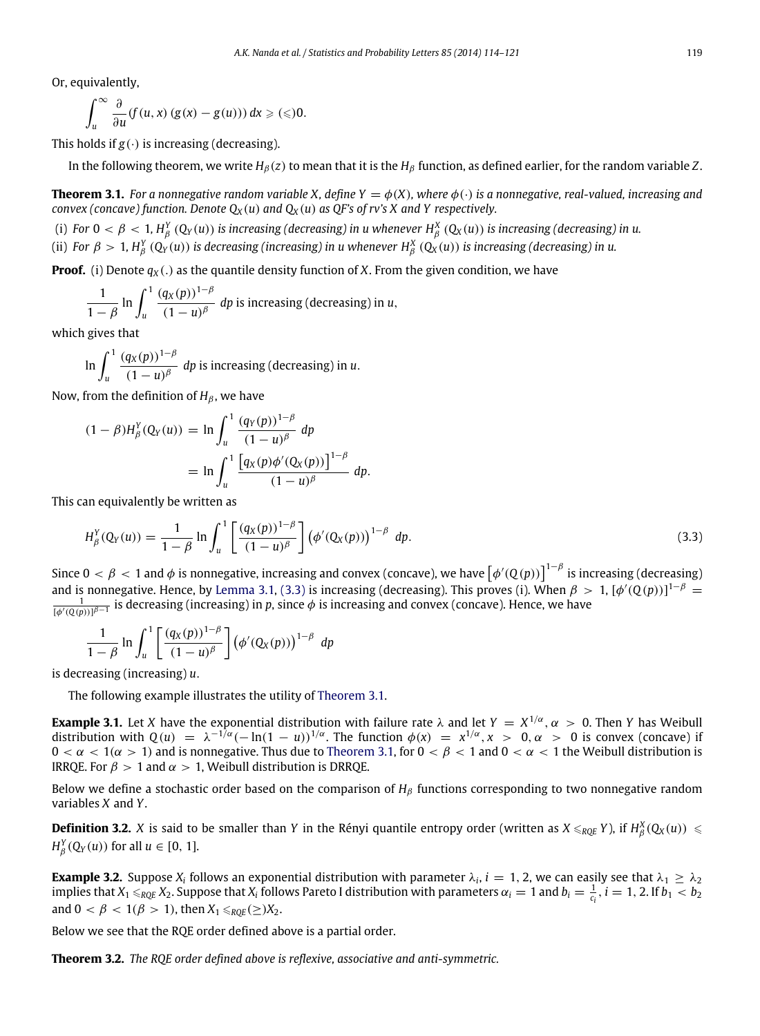Or, equivalently,

$$\int_u^\infty \frac{\partial}{\partial u}(f(u,x)\,(g(x)-g(u)))\,dx \geqslant (\leqslant) 0.$$

This holds if $g(\cdot)$ is increasing (decreasing).

In the following theorem, we write $H_\beta(z)$ to mean that it is the $H_\beta$ function, as defined earlier, for the random variable $Z$.

**Theorem 3.1.** *For a nonnegative random variable $X$, define $Y = \phi(X)$, where $\phi(\cdot)$ is a nonnegative, real-valued, increasing and convex (concave) function. Denote $Q_X(u)$ and $Q_X(u)$ as QF's of rv's $X$ and $Y$ respectively.*

(i) *For $0 < \beta < 1$, $H_\beta^Y(Q_Y(u))$ is increasing (decreasing) in $u$ whenever $H_\beta^X(Q_X(u))$ is increasing (decreasing) in $u$.*

(ii) *For $\beta > 1$, $H_\beta^Y(Q_Y(u))$ is decreasing (increasing) in $u$ whenever $H_\beta^X(Q_X(u))$ is increasing (decreasing) in $u$.*

**Proof.** (i) Denote $q_X(.)$ as the quantile density function of $X$. From the given condition, we have

$$\frac{1}{1-\beta}\ln\int_u^1 \frac{(q_X(p))^{1-\beta}}{(1-u)^\beta}\,dp \text{ is increasing (decreasing) in } u,$$

which gives that

$$\ln\int_u^1 \frac{(q_X(p))^{1-\beta}}{(1-u)^\beta}\,dp \text{ is increasing (decreasing) in } u.$$

Now, from the definition of $H_\beta$, we have

$$\begin{aligned}(1-\beta)H_\beta^Y(Q_Y(u)) &= \ln\int_u^1 \frac{(q_Y(p))^{1-\beta}}{(1-u)^\beta}\,dp \\ &= \ln\int_u^1 \frac{\left[q_X(p)\phi'(Q_X(p))\right]^{1-\beta}}{(1-u)^\beta}\,dp.\end{aligned}$$

This can equivalently be written as

$$H_\beta^Y(Q_Y(u)) = \frac{1}{1-\beta}\ln\int_u^1 \left[\frac{(q_X(p))^{1-\beta}}{(1-u)^\beta}\right]\left(\phi'(Q_X(p))\right)^{1-\beta}\,dp. \tag{3.3}$$

Since $0 < \beta < 1$ and $\phi$ is nonnegative, increasing and convex (concave), we have $\left[\phi'(Q(p))\right]^{1-\beta}$ is increasing (decreasing) and is nonnegative. Hence, by Lemma 3.1, (3.3) is increasing (decreasing). This proves (i). When $\beta > 1$, $[\phi'(Q(p))]^{1-\beta} = \frac{1}{[\phi'(Q(p))]^{\beta-1}}$ is decreasing (increasing) in $p$, since $\phi$ is increasing and convex (concave). Hence, we have

$$\frac{1}{1-\beta}\ln\int_u^1 \left[\frac{(q_X(p))^{1-\beta}}{(1-u)^\beta}\right]\left(\phi'(Q_X(p))\right)^{1-\beta}\,dp$$

is decreasing (increasing) $u$.

The following example illustrates the utility of Theorem 3.1.

**Example 3.1.** Let $X$ have the exponential distribution with failure rate $\lambda$ and let $Y = X^{1/\alpha}$, $\alpha > 0$. Then $Y$ has Weibull distribution with $Q(u) = \lambda^{-1/\alpha}(-\ln(1-u))^{1/\alpha}$. The function $\phi(x) = x^{1/\alpha}, x > 0, \alpha > 0$ is convex (concave) if $0 < \alpha < 1 (\alpha > 1)$ and is nonnegative. Thus due to Theorem 3.1, for $0 < \beta < 1$ and $0 < \alpha < 1$ the Weibull distribution is IRRQE. For $\beta > 1$ and $\alpha > 1$, Weibull distribution is DRRQE.

Below we define a stochastic order based on the comparison of $H_\beta$ functions corresponding to two nonnegative random variables $X$ and $Y$.

**Definition 3.2.** $X$ is said to be smaller than $Y$ in the Rényi quantile entropy order (written as $X \leqslant_{RQE} Y$), if $H_\beta^X(Q_X(u)) \leqslant H_\beta^Y(Q_Y(u))$ for all $u \in [0, 1]$.

**Example 3.2.** Suppose $X_i$ follows an exponential distribution with parameter $\lambda_i$, $i = 1, 2$, we can easily see that $\lambda_1 \geq \lambda_2$ implies that $X_1 \leqslant_{RQE} X_2$. Suppose that $X_i$ follows Pareto I distribution with parameters $\alpha_i = 1$ and $b_i = \frac{1}{c_i}$, $i = 1, 2$. If $b_1 < b_2$ and $0 < \beta < 1 (\beta > 1)$, then $X_1 \leqslant_{RQE} (\geq) X_2$.

Below we see that the RQE order defined above is a partial order.

**Theorem 3.2.** *The RQE order defined above is reflexive, associative and anti-symmetric.*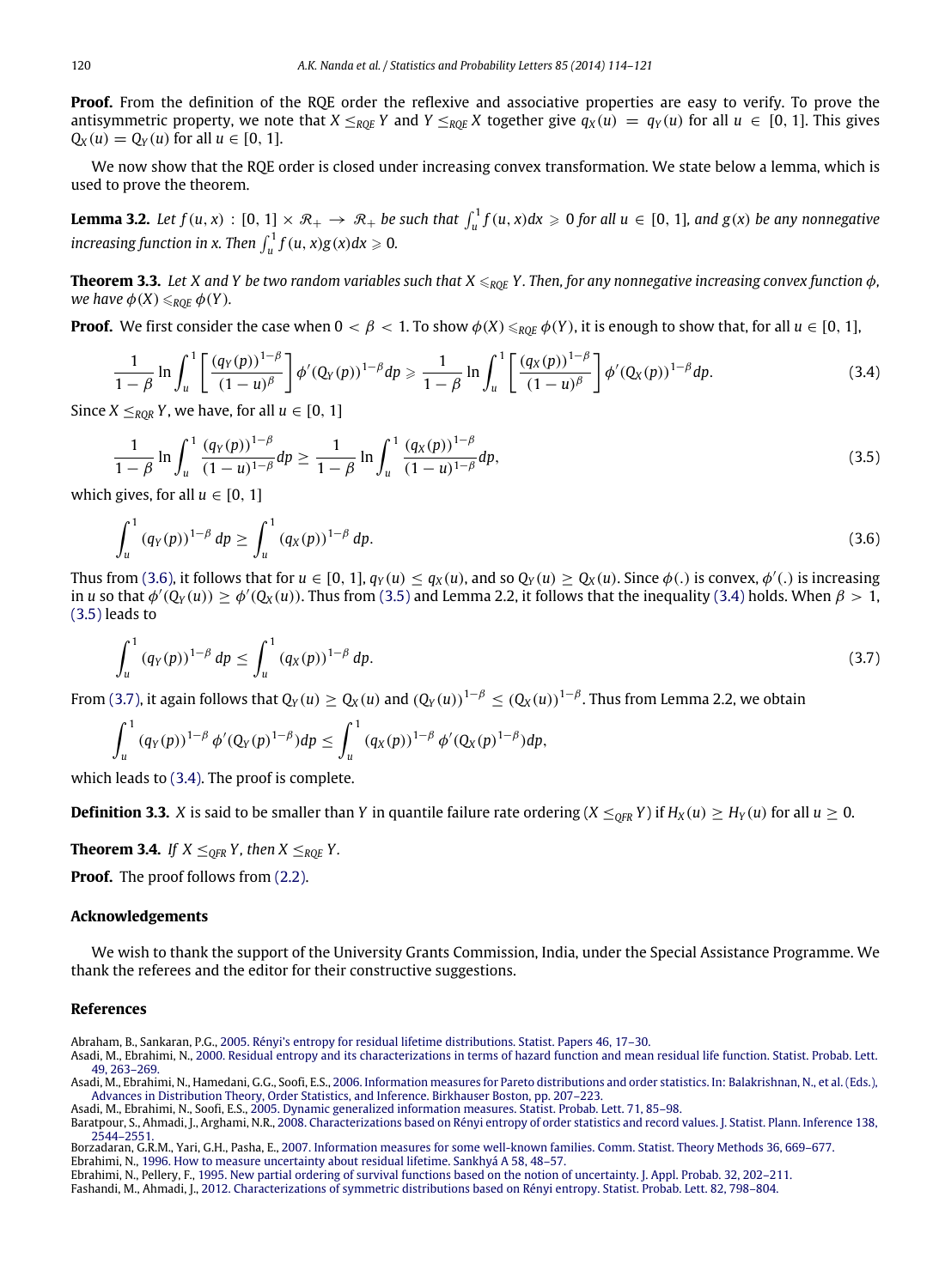**Proof.** From the definition of the RQE order the reflexive and associative properties are easy to verify. To prove the antisymmetric property, we note that $X \leq_{RQE} Y$ and $Y \leq_{RQE} X$ together give $q_X(u) = q_Y(u)$ for all $u \in [0, 1]$. This gives $Q_X(u) = Q_Y(u)$ for all $u \in [0, 1]$.

We now show that the RQE order is closed under increasing convex transformation. We state below a lemma, which is used to prove the theorem.

**Lemma 3.2.** *Let $f(u, x) : [0, 1] \times \mathcal{R}_+ \to \mathcal{R}_+$ be such that $\int_u^1 f(u, x)dx \geqslant 0$ for all $u \in [0, 1]$, and $g(x)$ be any nonnegative increasing function in x. Then $\int_u^1 f(u, x)g(x)dx \geqslant 0$.*

**Theorem 3.3.** *Let X and Y be two random variables such that $X \leqslant_{RQE} Y$. Then, for any nonnegative increasing convex function $\phi$, we have $\phi(X) \leqslant_{RQE} \phi(Y)$.*

**Proof.** We first consider the case when $0 < \beta < 1$. To show $\phi(X) \leqslant_{RQE} \phi(Y)$, it is enough to show that, for all $u \in [0, 1]$,

$$\frac{1}{1-\beta} \ln \int_u^1 \left[ \frac{(q_Y(p))^{1-\beta}}{(1-u)^{\beta}} \right] \phi'(Q_Y(p))^{1-\beta} dp \geqslant \frac{1}{1-\beta} \ln \int_u^1 \left[ \frac{(q_X(p))^{1-\beta}}{(1-u)^{\beta}} \right] \phi'(Q_X(p))^{1-\beta} dp. \tag{3.4}$$

Since $X \leq_{RQR} Y$, we have, for all $u \in [0, 1]$

$$\frac{1}{1-\beta} \ln \int_u^1 \frac{(q_Y(p))^{1-\beta}}{(1-u)^{1-\beta}} dp \geq \frac{1}{1-\beta} \ln \int_u^1 \frac{(q_X(p))^{1-\beta}}{(1-u)^{1-\beta}} dp, \tag{3.5}$$

which gives, for all $u \in [0, 1]$

$$\int_u^1 (q_Y(p))^{1-\beta} dp \geq \int_u^1 (q_X(p))^{1-\beta} dp. \tag{3.6}$$

Thus from (3.6), it follows that for $u \in [0, 1]$, $q_Y(u) \leq q_X(u)$, and so $Q_Y(u) \geq Q_X(u)$. Since $\phi(.)$ is convex, $\phi'(.)$ is increasing in $u$ so that $\phi'(Q_Y(u)) \geq \phi'(Q_X(u))$. Thus from (3.5) and Lemma 2.2, it follows that the inequality (3.4) holds. When $\beta > 1$, (3.5) leads to

$$\int_u^1 (q_Y(p))^{1-\beta} dp \leq \int_u^1 (q_X(p))^{1-\beta} dp. \tag{3.7}$$

From (3.7), it again follows that $Q_Y(u) \geq Q_X(u)$ and $(Q_Y(u))^{1-\beta} \leq (Q_X(u))^{1-\beta}$. Thus from Lemma 2.2, we obtain

$$\int_u^1 (q_Y(p))^{1-\beta} \phi'(Q_Y(p)^{1-\beta}) dp \leq \int_u^1 (q_X(p))^{1-\beta} \phi'(Q_X(p)^{1-\beta}) dp,$$

which leads to (3.4). The proof is complete.

**Definition 3.3.** *X* is said to be smaller than *Y* in quantile failure rate ordering ($X \leq_{QFR} Y$) if $H_X(u) \geq H_Y(u)$ for all $u \geq 0$.

**Theorem 3.4.** *If $X \leq_{QFR} Y$, then $X \leq_{RQE} Y$.*

**Proof.** The proof follows from (2.2).

## Acknowledgements

We wish to thank the support of the University Grants Commission, India, under the Special Assistance Programme. We thank the referees and the editor for their constructive suggestions.

## References

Abraham, B., Sankaran, P.G., 2005. Rényi's entropy for residual lifetime distributions. Statist. Papers 46, 17–30.

Asadi, M., Ebrahimi, N., 2000. Residual entropy and its characterizations in terms of hazard function and mean residual life function. Statist. Probab. Lett. 49, 263–269.

Asadi, M., Ebrahimi, N., Hamedani, G.G., Soofi, E.S., 2006. Information measures for Pareto distributions and order statistics. In: Balakrishnan, N., et al. (Eds.), Advances in Distribution Theory, Order Statistics, and Inference. Birkhauser Boston, pp. 207–223.

Asadi, M., Ebrahimi, N., Soofi, E.S., 2005. Dynamic generalized information measures. Statist. Probab. Lett. 71, 85–98.

Baratpour, S., Ahmadi, J., Arghami, N.R., 2008. Characterizations based on Rényi entropy of order statistics and record values. J. Statist. Plann. Inference 138, 2544–2551.

Borzadaran, G.R.M., Yari, G.H., Pasha, E., 2007. Information measures for some well-known families. Comm. Statist. Theory Methods 36, 669–677.

Ebrahimi, N., 1996. How to measure uncertainty about residual lifetime. Sankhyá A 58, 48–57.

Ebrahimi, N., Pellery, F., 1995. New partial ordering of survival functions based on the notion of uncertainty. J. Appl. Probab. 32, 202–211.

Fashandi, M., Ahmadi, J., 2012. Characterizations of symmetric distributions based on Rényi entropy. Statist. Probab. Lett. 82, 798–804.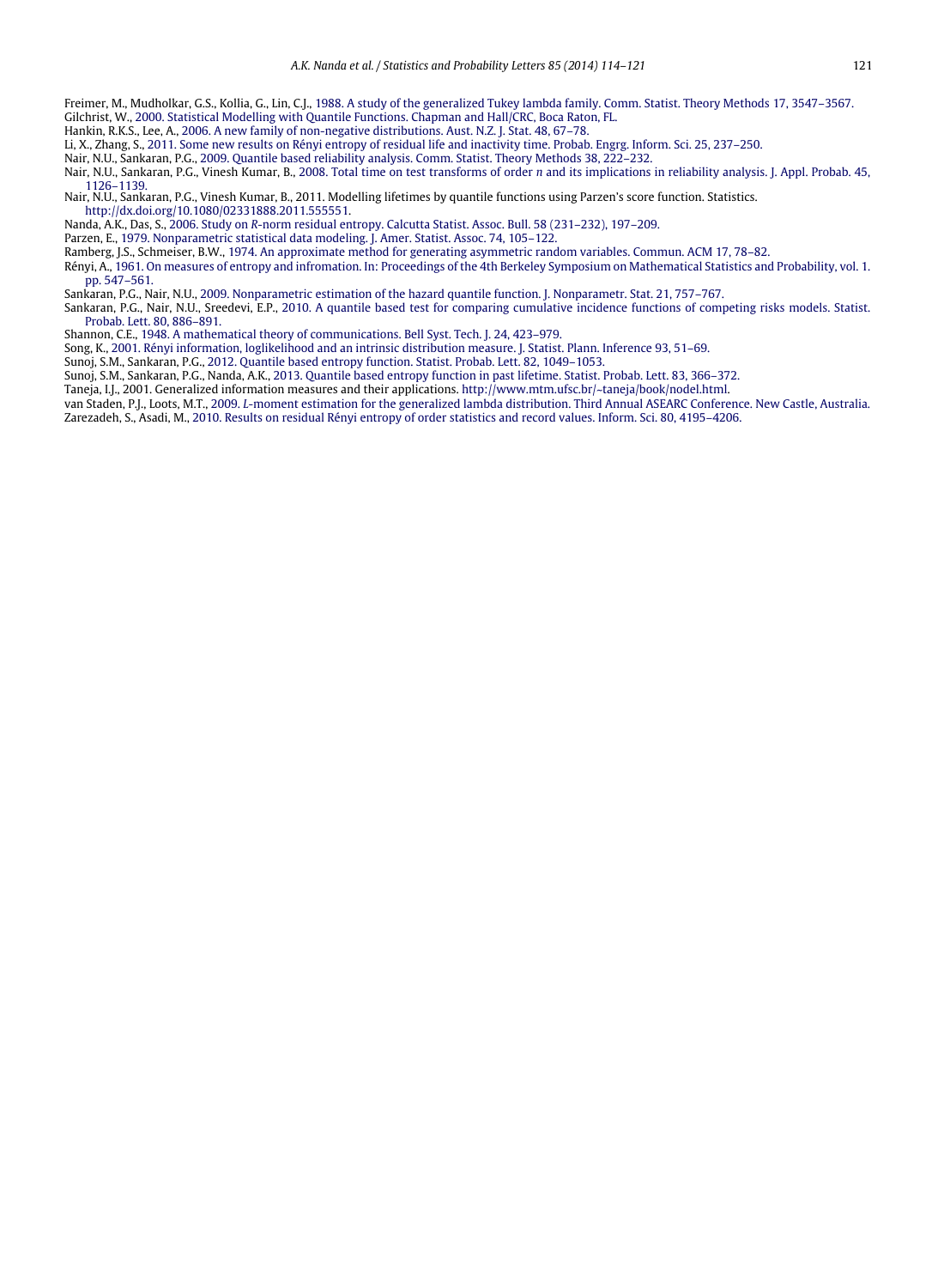Freimer, M., Mudholkar, G.S., Kollia, G., Lin, C.J., 1988. A study of the generalized Tukey lambda family. Comm. Statist. Theory Methods 17, 3547–3567.

Gilchrist, W., 2000. Statistical Modelling with Quantile Functions. Chapman and Hall/CRC, Boca Raton, FL.

Hankin, R.K.S., Lee, A., 2006. A new family of non-negative distributions. Aust. N.Z. J. Stat. 48, 67–78.

Li, X., Zhang, S., 2011. Some new results on Rényi entropy of residual life and inactivity time. Probab. Engrg. Inform. Sci. 25, 237–250.

Nair, N.U., Sankaran, P.G., 2009. Quantile based reliability analysis. Comm. Statist. Theory Methods 38, 222–232.

Nair, N.U., Sankaran, P.G., Vinesh Kumar, B., 2008. Total time on test transforms of order *n* and its implications in reliability analysis. J. Appl. Probab. 45, 1126–1139.

Nair, N.U., Sankaran, P.G., Vinesh Kumar, B., 2011. Modelling lifetimes by quantile functions using Parzen's score function. Statistics. http://dx.doi.org/10.1080/02331888.2011.555551.

Nanda, A.K., Das, S., 2006. Study on *R*-norm residual entropy. Calcutta Statist. Assoc. Bull. 58 (231–232), 197–209.

Parzen, E., 1979. Nonparametric statistical data modeling. J. Amer. Statist. Assoc. 74, 105–122.

Ramberg, J.S., Schmeiser, B.W., 1974. An approximate method for generating asymmetric random variables. Commun. ACM 17, 78–82.

Rényi, A., 1961. On measures of entropy and infromation. In: Proceedings of the 4th Berkeley Symposium on Mathematical Statistics and Probability, vol. 1. pp. 547–561.

Sankaran, P.G., Nair, N.U., 2009. Nonparametric estimation of the hazard quantile function. J. Nonparametr. Stat. 21, 757–767.

Sankaran, P.G., Nair, N.U., Sreedevi, E.P., 2010. A quantile based test for comparing cumulative incidence functions of competing risks models. Statist. Probab. Lett. 80, 886–891.

Shannon, C.E., 1948. A mathematical theory of communications. Bell Syst. Tech. J. 24, 423–979.

Song, K., 2001. Rényi information, loglikelihood and an intrinsic distribution measure. J. Statist. Plann. Inference 93, 51–69.

Sunoj, S.M., Sankaran, P.G., 2012. Quantile based entropy function. Statist. Probab. Lett. 82, 1049–1053.

Sunoj, S.M., Sankaran, P.G., Nanda, A.K., 2013. Quantile based entropy function in past lifetime. Statist. Probab. Lett. 83, 366–372.

Taneja, I.J., 2001. Generalized information measures and their applications. http://www.mtm.ufsc.br/~taneja/book/nodel.html.

van Staden, P.J., Loots, M.T., 2009. *L*-moment estimation for the generalized lambda distribution. Third Annual ASEARC Conference. New Castle, Australia.

Zarezadeh, S., Asadi, M., 2010. Results on residual Rényi entropy of order statistics and record values. Inform. Sci. 80, 4195–4206.